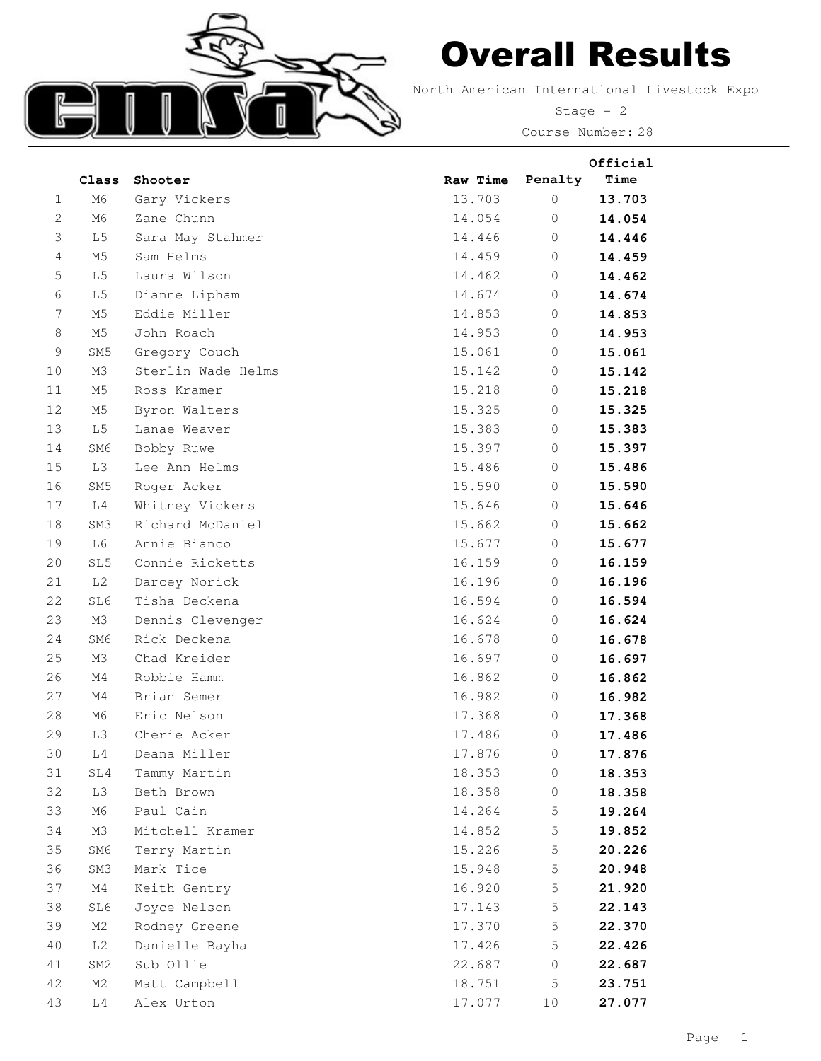# Overall Results

North American International Livestock Expo

Stage - 2

Course Number: 28

| | Class | Shooter | Raw Time | Penalty | Official Time |
|---|---|---|---|---|---|
| 1 | M6 | Gary Vickers | 13.703 | 0 | **13.703** |
| 2 | M6 | Zane Chunn | 14.054 | 0 | **14.054** |
| 3 | L5 | Sara May Stahmer | 14.446 | 0 | **14.446** |
| 4 | M5 | Sam Helms | 14.459 | 0 | **14.459** |
| 5 | L5 | Laura Wilson | 14.462 | 0 | **14.462** |
| 6 | L5 | Dianne Lipham | 14.674 | 0 | **14.674** |
| 7 | M5 | Eddie Miller | 14.853 | 0 | **14.853** |
| 8 | M5 | John Roach | 14.953 | 0 | **14.953** |
| 9 | SM5 | Gregory Couch | 15.061 | 0 | **15.061** |
| 10 | M3 | Sterlin Wade Helms | 15.142 | 0 | **15.142** |
| 11 | M5 | Ross Kramer | 15.218 | 0 | **15.218** |
| 12 | M5 | Byron Walters | 15.325 | 0 | **15.325** |
| 13 | L5 | Lanae Weaver | 15.383 | 0 | **15.383** |
| 14 | SM6 | Bobby Ruwe | 15.397 | 0 | **15.397** |
| 15 | L3 | Lee Ann Helms | 15.486 | 0 | **15.486** |
| 16 | SM5 | Roger Acker | 15.590 | 0 | **15.590** |
| 17 | L4 | Whitney Vickers | 15.646 | 0 | **15.646** |
| 18 | SM3 | Richard McDaniel | 15.662 | 0 | **15.662** |
| 19 | L6 | Annie Bianco | 15.677 | 0 | **15.677** |
| 20 | SL5 | Connie Ricketts | 16.159 | 0 | **16.159** |
| 21 | L2 | Darcey Norick | 16.196 | 0 | **16.196** |
| 22 | SL6 | Tisha Deckena | 16.594 | 0 | **16.594** |
| 23 | M3 | Dennis Clevenger | 16.624 | 0 | **16.624** |
| 24 | SM6 | Rick Deckena | 16.678 | 0 | **16.678** |
| 25 | M3 | Chad Kreider | 16.697 | 0 | **16.697** |
| 26 | M4 | Robbie Hamm | 16.862 | 0 | **16.862** |
| 27 | M4 | Brian Semer | 16.982 | 0 | **16.982** |
| 28 | M6 | Eric Nelson | 17.368 | 0 | **17.368** |
| 29 | L3 | Cherie Acker | 17.486 | 0 | **17.486** |
| 30 | L4 | Deana Miller | 17.876 | 0 | **17.876** |
| 31 | SL4 | Tammy Martin | 18.353 | 0 | **18.353** |
| 32 | L3 | Beth Brown | 18.358 | 0 | **18.358** |
| 33 | M6 | Paul Cain | 14.264 | 5 | **19.264** |
| 34 | M3 | Mitchell Kramer | 14.852 | 5 | **19.852** |
| 35 | SM6 | Terry Martin | 15.226 | 5 | **20.226** |
| 36 | SM3 | Mark Tice | 15.948 | 5 | **20.948** |
| 37 | M4 | Keith Gentry | 16.920 | 5 | **21.920** |
| 38 | SL6 | Joyce Nelson | 17.143 | 5 | **22.143** |
| 39 | M2 | Rodney Greene | 17.370 | 5 | **22.370** |
| 40 | L2 | Danielle Bayha | 17.426 | 5 | **22.426** |
| 41 | SM2 | Sub Ollie | 22.687 | 0 | **22.687** |
| 42 | M2 | Matt Campbell | 18.751 | 5 | **23.751** |
| 43 | L4 | Alex Urton | 17.077 | 10 | **27.077** |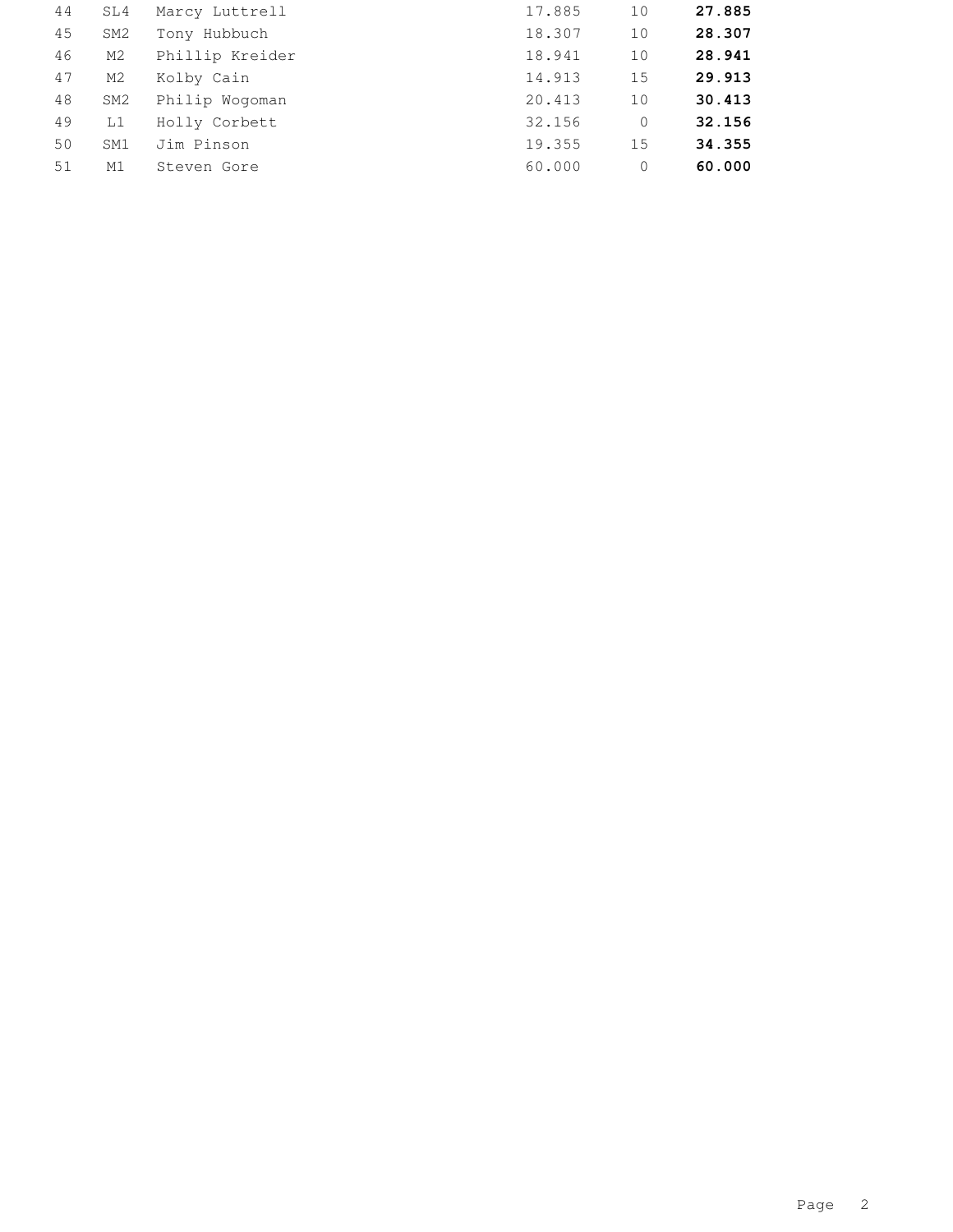| | | | | | |
|---|---|---|---|---|---|
| 44 | SL4 | Marcy Luttrell | 17.885 | 10 | **27.885** |
| 45 | SM2 | Tony Hubbuch | 18.307 | 10 | **28.307** |
| 46 | M2 | Phillip Kreider | 18.941 | 10 | **28.941** |
| 47 | M2 | Kolby Cain | 14.913 | 15 | **29.913** |
| 48 | SM2 | Philip Wogoman | 20.413 | 10 | **30.413** |
| 49 | L1 | Holly Corbett | 32.156 | 0 | **32.156** |
| 50 | SM1 | Jim Pinson | 19.355 | 15 | **34.355** |
| 51 | M1 | Steven Gore | 60.000 | 0 | **60.000** |